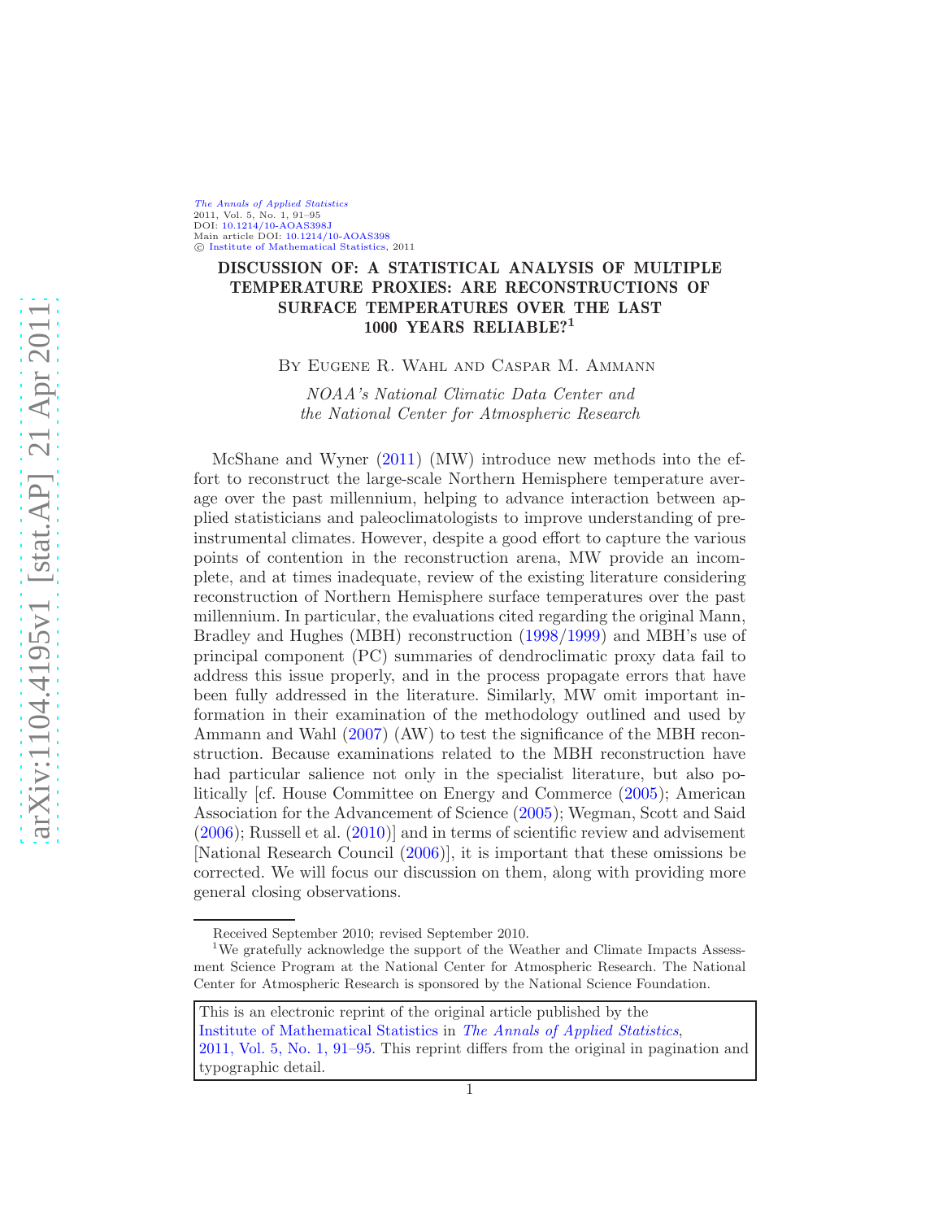# DISCUSSION OF: A STATISTICAL ANALYSIS OF MULTIPLE TEMPERATURE PROXIES: ARE RECONSTRUCTIONS OF SURFACE TEMPERATURES OVER THE LAST 1000 YEARS RELIABLE?[1]

By Eugene R. Wahl and Caspar M. Ammann

*NOAA's National Climatic Data Center and the National Center for Atmospheric Research*

McShane and Wyner (2011) (MW) introduce new methods into the effort to reconstruct the large-scale Northern Hemisphere temperature average over the past millennium, helping to advance interaction between applied statisticians and paleoclimatologists to improve understanding of pre-instrumental climates. However, despite a good effort to capture the various points of contention in the reconstruction arena, MW provide an incomplete, and at times inadequate, review of the existing literature considering reconstruction of Northern Hemisphere surface temperatures over the past millennium. In particular, the evaluations cited regarding the original Mann, Bradley and Hughes (MBH) reconstruction (1998/1999) and MBH's use of principal component (PC) summaries of dendroclimatic proxy data fail to address this issue properly, and in the process propagate errors that have been fully addressed in the literature. Similarly, MW omit important information in their examination of the methodology outlined and used by Ammann and Wahl (2007) (AW) to test the significance of the MBH reconstruction. Because examinations related to the MBH reconstruction have had particular salience not only in the specialist literature, but also politically [cf. House Committee on Energy and Commerce (2005); American Association for the Advancement of Science (2005); Wegman, Scott and Said (2006); Russell et al. (2010)] and in terms of scientific review and advisement [National Research Council (2006)], it is important that these omissions be corrected. We will focus our discussion on them, along with providing more general closing observations.

Received September 2010; revised September 2010.

[1]We gratefully acknowledge the support of the Weather and Climate Impacts Assessment Science Program at the National Center for Atmospheric Research. The National Center for Atmospheric Research is sponsored by the National Science Foundation.

This is an electronic reprint of the original article published by the Institute of Mathematical Statistics in *The Annals of Applied Statistics*, 2011, Vol. 5, No. 1, 91–95. This reprint differs from the original in pagination and typographic detail.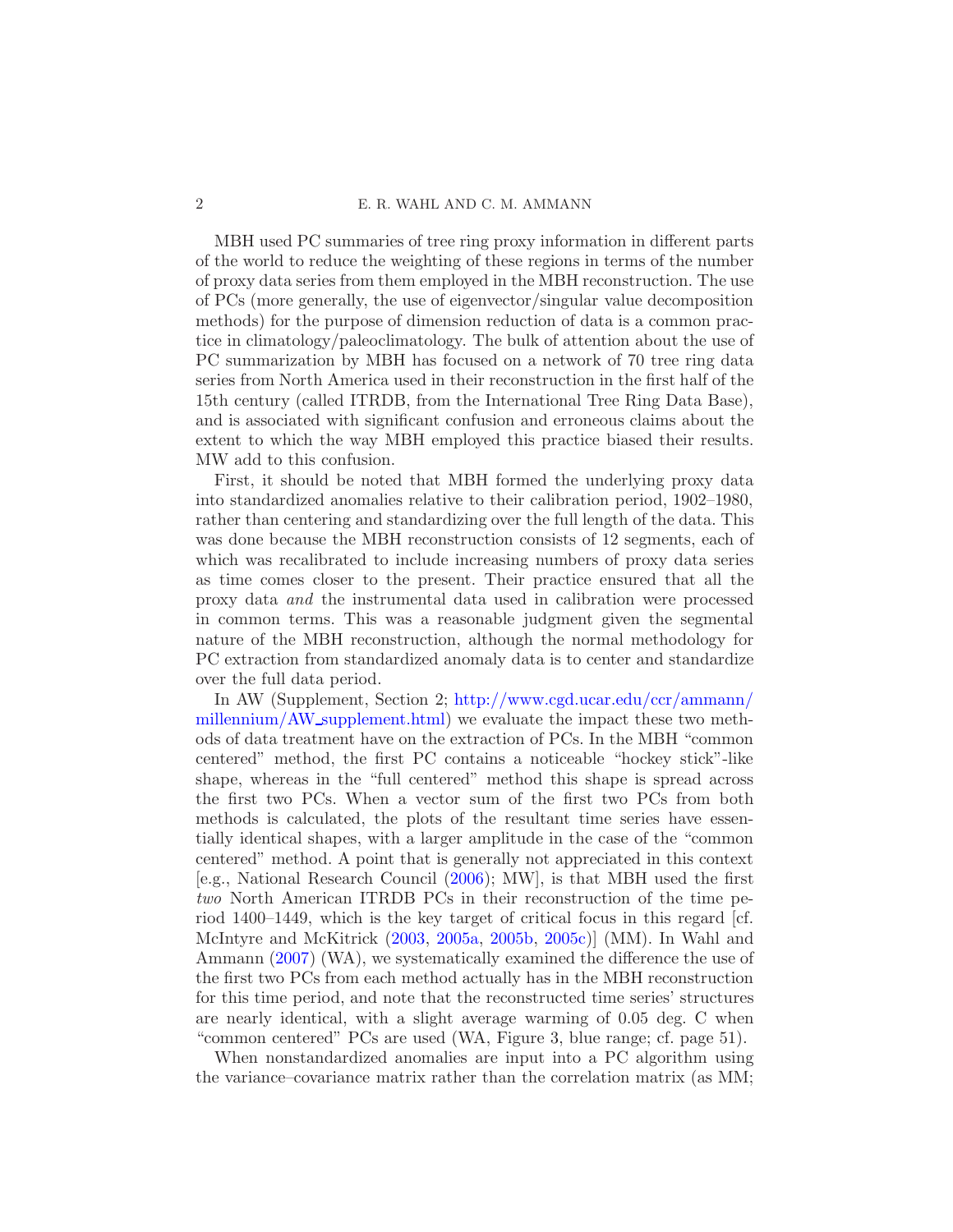MBH used PC summaries of tree ring proxy information in different parts of the world to reduce the weighting of these regions in terms of the number of proxy data series from them employed in the MBH reconstruction. The use of PCs (more generally, the use of eigenvector/singular value decomposition methods) for the purpose of dimension reduction of data is a common practice in climatology/paleoclimatology. The bulk of attention about the use of PC summarization by MBH has focused on a network of 70 tree ring data series from North America used in their reconstruction in the first half of the 15th century (called ITRDB, from the International Tree Ring Data Base), and is associated with significant confusion and erroneous claims about the extent to which the way MBH employed this practice biased their results. MW add to this confusion.

First, it should be noted that MBH formed the underlying proxy data into standardized anomalies relative to their calibration period, 1902–1980, rather than centering and standardizing over the full length of the data. This was done because the MBH reconstruction consists of 12 segments, each of which was recalibrated to include increasing numbers of proxy data series as time comes closer to the present. Their practice ensured that all the proxy data *and* the instrumental data used in calibration were processed in common terms. This was a reasonable judgment given the segmental nature of the MBH reconstruction, although the normal methodology for PC extraction from standardized anomaly data is to center and standardize over the full data period.

In AW (Supplement, Section 2; http://www.cgd.ucar.edu/ccr/ammann/millennium/AW_supplement.html) we evaluate the impact these two methods of data treatment have on the extraction of PCs. In the MBH "common centered" method, the first PC contains a noticeable "hockey stick"-like shape, whereas in the "full centered" method this shape is spread across the first two PCs. When a vector sum of the first two PCs from both methods is calculated, the plots of the resultant time series have essentially identical shapes, with a larger amplitude in the case of the "common centered" method. A point that is generally not appreciated in this context [e.g., National Research Council (2006); MW], is that MBH used the first *two* North American ITRDB PCs in their reconstruction of the time period 1400–1449, which is the key target of critical focus in this regard [cf. McIntyre and McKitrick (2003, 2005a, 2005b, 2005c)] (MM). In Wahl and Ammann (2007) (WA), we systematically examined the difference the use of the first two PCs from each method actually has in the MBH reconstruction for this time period, and note that the reconstructed time series' structures are nearly identical, with a slight average warming of 0.05 deg. C when "common centered" PCs are used (WA, Figure 3, blue range; cf. page 51).

When nonstandardized anomalies are input into a PC algorithm using the variance–covariance matrix rather than the correlation matrix (as MM;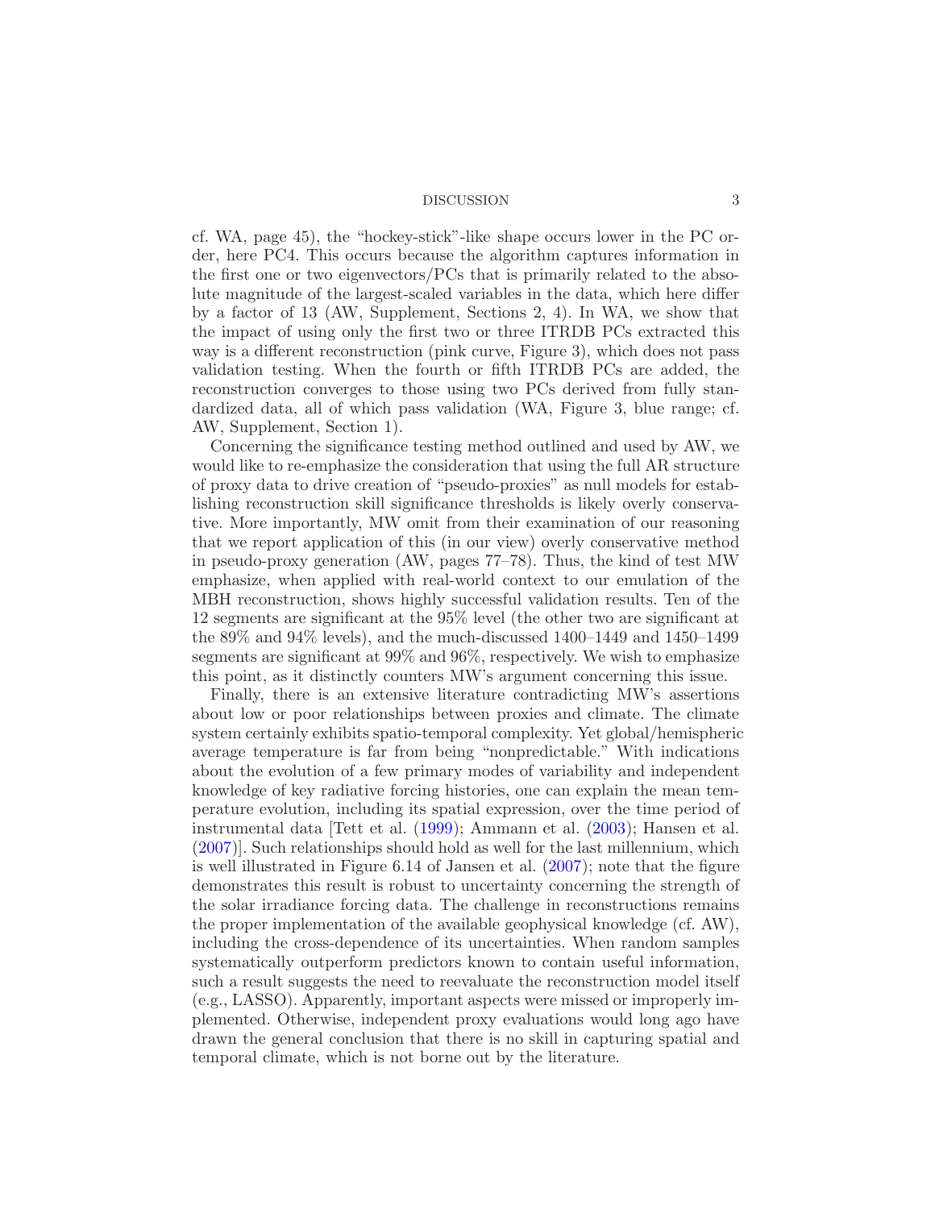cf. WA, page 45), the "hockey-stick"-like shape occurs lower in the PC order, here PC4. This occurs because the algorithm captures information in the first one or two eigenvectors/PCs that is primarily related to the absolute magnitude of the largest-scaled variables in the data, which here differ by a factor of 13 (AW, Supplement, Sections 2, 4). In WA, we show that the impact of using only the first two or three ITRDB PCs extracted this way is a different reconstruction (pink curve, Figure 3), which does not pass validation testing. When the fourth or fifth ITRDB PCs are added, the reconstruction converges to those using two PCs derived from fully standardized data, all of which pass validation (WA, Figure 3, blue range; cf. AW, Supplement, Section 1).

Concerning the significance testing method outlined and used by AW, we would like to re-emphasize the consideration that using the full AR structure of proxy data to drive creation of "pseudo-proxies" as null models for establishing reconstruction skill significance thresholds is likely overly conservative. More importantly, MW omit from their examination of our reasoning that we report application of this (in our view) overly conservative method in pseudo-proxy generation (AW, pages 77–78). Thus, the kind of test MW emphasize, when applied with real-world context to our emulation of the MBH reconstruction, shows highly successful validation results. Ten of the 12 segments are significant at the 95% level (the other two are significant at the 89% and 94% levels), and the much-discussed 1400–1449 and 1450–1499 segments are significant at 99% and 96%, respectively. We wish to emphasize this point, as it distinctly counters MW's argument concerning this issue.

Finally, there is an extensive literature contradicting MW's assertions about low or poor relationships between proxies and climate. The climate system certainly exhibits spatio-temporal complexity. Yet global/hemispheric average temperature is far from being "nonpredictable." With indications about the evolution of a few primary modes of variability and independent knowledge of key radiative forcing histories, one can explain the mean temperature evolution, including its spatial expression, over the time period of instrumental data [Tett et al. (1999); Ammann et al. (2003); Hansen et al. (2007)]. Such relationships should hold as well for the last millennium, which is well illustrated in Figure 6.14 of Jansen et al. (2007); note that the figure demonstrates this result is robust to uncertainty concerning the strength of the solar irradiance forcing data. The challenge in reconstructions remains the proper implementation of the available geophysical knowledge (cf. AW), including the cross-dependence of its uncertainties. When random samples systematically outperform predictors known to contain useful information, such a result suggests the need to reevaluate the reconstruction model itself (e.g., LASSO). Apparently, important aspects were missed or improperly implemented. Otherwise, independent proxy evaluations would long ago have drawn the general conclusion that there is no skill in capturing spatial and temporal climate, which is not borne out by the literature.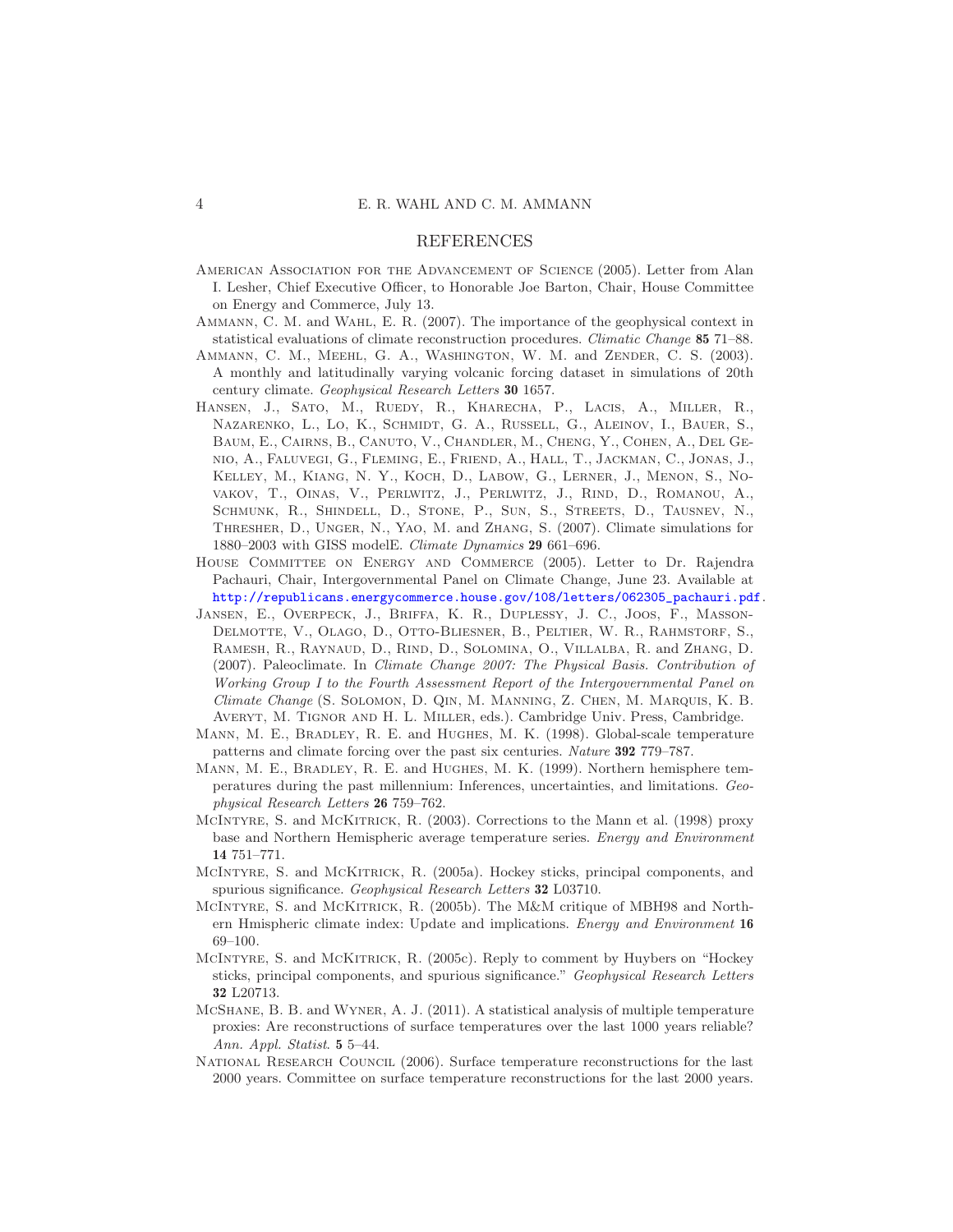## REFERENCES

American Association for the Advancement of Science (2005). Letter from Alan I. Lesher, Chief Executive Officer, to Honorable Joe Barton, Chair, House Committee on Energy and Commerce, July 13.

Ammann, C. M. and Wahl, E. R. (2007). The importance of the geophysical context in statistical evaluations of climate reconstruction procedures. *Climatic Change* **85** 71–88.

Ammann, C. M., Meehl, G. A., Washington, W. M. and Zender, C. S. (2003). A monthly and latitudinally varying volcanic forcing dataset in simulations of 20th century climate. *Geophysical Research Letters* **30** 1657.

Hansen, J., Sato, M., Ruedy, R., Kharecha, P., Lacis, A., Miller, R., Nazarenko, L., Lo, K., Schmidt, G. A., Russell, G., Aleinov, I., Bauer, S., Baum, E., Cairns, B., Canuto, V., Chandler, M., Cheng, Y., Cohen, A., Del Genio, A., Faluvegi, G., Fleming, E., Friend, A., Hall, T., Jackman, C., Jonas, J., Kelley, M., Kiang, N. Y., Koch, D., Labow, G., Lerner, J., Menon, S., Novakov, T., Oinas, V., Perlwitz, J., Perlwitz, J., Rind, D., Romanou, A., Schmunk, R., Shindell, D., Stone, P., Sun, S., Streets, D., Tausnev, N., Thresher, D., Unger, N., Yao, M. and Zhang, S. (2007). Climate simulations for 1880–2003 with GISS modelE. *Climate Dynamics* **29** 661–696.

House Committee on Energy and Commerce (2005). Letter to Dr. Rajendra Pachauri, Chair, Intergovernmental Panel on Climate Change, June 23. Available at http://republicans.energycommerce.house.gov/108/letters/062305_pachauri.pdf.

Jansen, E., Overpeck, J., Briffa, K. R., Duplessy, J. C., Joos, F., Masson-Delmotte, V., Olago, D., Otto-Bliesner, B., Peltier, W. R., Rahmstorf, S., Ramesh, R., Raynaud, D., Rind, D., Solomina, O., Villalba, R. and Zhang, D. (2007). Paleoclimate. In *Climate Change 2007: The Physical Basis. Contribution of Working Group I to the Fourth Assessment Report of the Intergovernmental Panel on Climate Change* (S. Solomon, D. Qin, M. Manning, Z. Chen, M. Marquis, K. B. Averyt, M. Tignor and H. L. Miller, eds.). Cambridge Univ. Press, Cambridge.

Mann, M. E., Bradley, R. E. and Hughes, M. K. (1998). Global-scale temperature patterns and climate forcing over the past six centuries. *Nature* **392** 779–787.

Mann, M. E., Bradley, R. E. and Hughes, M. K. (1999). Northern hemisphere temperatures during the past millennium: Inferences, uncertainties, and limitations. *Geophysical Research Letters* **26** 759–762.

McIntyre, S. and McKitrick, R. (2003). Corrections to the Mann et al. (1998) proxy base and Northern Hemispheric average temperature series. *Energy and Environment* **14** 751–771.

McIntyre, S. and McKitrick, R. (2005a). Hockey sticks, principal components, and spurious significance. *Geophysical Research Letters* **32** L03710.

McIntyre, S. and McKitrick, R. (2005b). The M&M critique of MBH98 and Northern Hmispheric climate index: Update and implications. *Energy and Environment* **16** 69–100.

McIntyre, S. and McKitrick, R. (2005c). Reply to comment by Huybers on "Hockey sticks, principal components, and spurious significance." *Geophysical Research Letters* **32** L20713.

McShane, B. B. and Wyner, A. J. (2011). A statistical analysis of multiple temperature proxies: Are reconstructions of surface temperatures over the last 1000 years reliable? *Ann. Appl. Statist.* **5** 5–44.

National Research Council (2006). Surface temperature reconstructions for the last 2000 years. Committee on surface temperature reconstructions for the last 2000 years.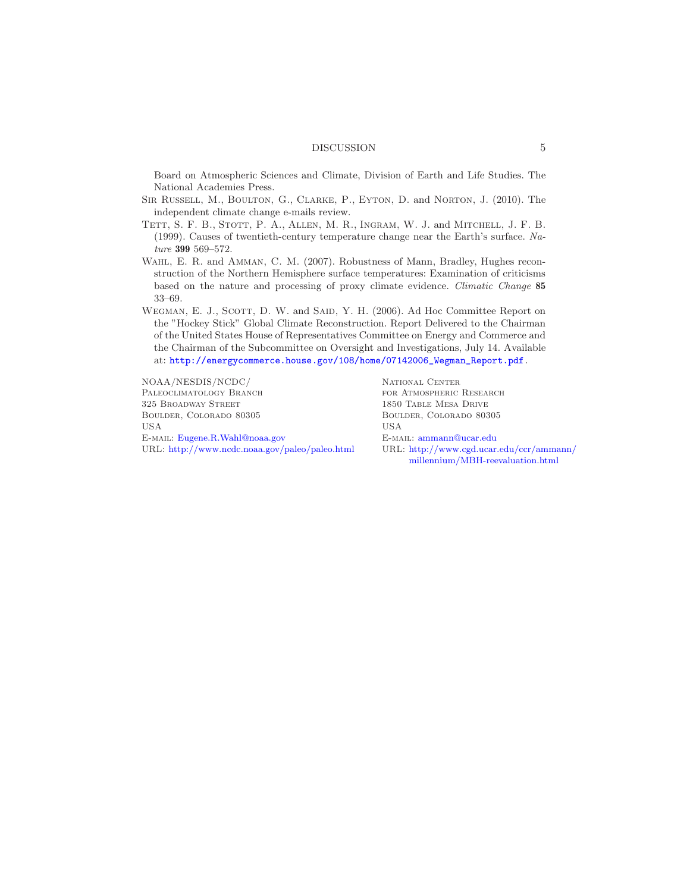Board on Atmospheric Sciences and Climate, Division of Earth and Life Studies. The National Academies Press.

Sir Russell, M., Boulton, G., Clarke, P., Eyton, D. and Norton, J. (2010). The independent climate change e-mails review.

Tett, S. F. B., Stott, P. A., Allen, M. R., Ingram, W. J. and Mitchell, J. F. B. (1999). Causes of twentieth-century temperature change near the Earth's surface. *Nature* **399** 569–572.

Wahl, E. R. and Amman, C. M. (2007). Robustness of Mann, Bradley, Hughes reconstruction of the Northern Hemisphere surface temperatures: Examination of criticisms based on the nature and processing of proxy climate evidence. *Climatic Change* **85** 33–69.

Wegman, E. J., Scott, D. W. and Said, Y. H. (2006). Ad Hoc Committee Report on the "Hockey Stick" Global Climate Reconstruction. Report Delivered to the Chairman of the United States House of Representatives Committee on Energy and Commerce and the Chairman of the Subcommittee on Oversight and Investigations, July 14. Available at: http://energycommerce.house.gov/108/home/07142006_Wegman_Report.pdf.

NOAA/NESDIS/NCDC/
Paleoclimatology Branch
325 Broadway Street
Boulder, Colorado 80305
USA
E-mail: Eugene.R.Wahl@noaa.gov
URL: http://www.ncdc.noaa.gov/paleo/paleo.html

National Center
for Atmospheric Research
1850 Table Mesa Drive
Boulder, Colorado 80305
USA
E-mail: ammann@ucar.edu
URL: http://www.cgd.ucar.edu/ccr/ammann/millennium/MBH-reevaluation.html